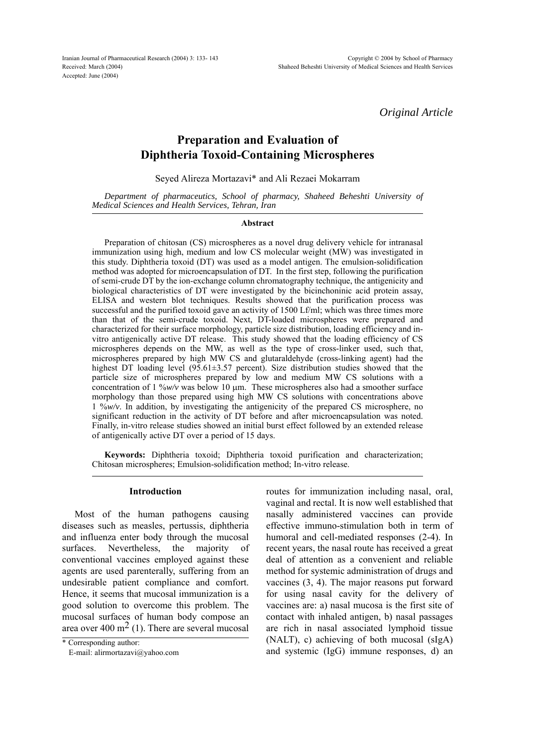*Original Article*

# Preparation and Evaluation of Diphtheria Toxoid-Containing Microspheres

Seyed Alireza Mortazavi* and Ali Rezaei Mokarram

*Department of pharmaceutics, School of pharmacy, Shaheed Beheshti University of Medical Sciences and Health Services, Tehran, Iran*

### Abstract

Preparation of chitosan (CS) microspheres as a novel drug delivery vehicle for intranasal immunization using high, medium and low CS molecular weight (MW) was investigated in this study. Diphtheria toxoid (DT) was used as a model antigen. The emulsion-solidification method was adopted for microencapsulation of DT. In the first step, following the purification of semi-crude DT by the ion-exchange column chromatography technique, the antigenicity and biological characteristics of DT were investigated by the bicinchoninic acid protein assay, ELISA and western blot techniques. Results showed that the purification process was successful and the purified toxoid gave an activity of 1500 Lf/ml; which was three times more than that of the semi-crude toxoid. Next, DT-loaded microspheres were prepared and characterized for their surface morphology, particle size distribution, loading efficiency and in-vitro antigenically active DT release. This study showed that the loading efficiency of CS microspheres depends on the MW, as well as the type of cross-linker used, such that, microspheres prepared by high MW CS and glutaraldehyde (cross-linking agent) had the highest DT loading level (95.61±3.57 percent). Size distribution studies showed that the particle size of microspheres prepared by low and medium MW CS solutions with a concentration of 1 %*w/v* was below 10 μm. These microspheres also had a smoother surface morphology than those prepared using high MW CS solutions with concentrations above 1 %*w/v*. In addition, by investigating the antigenicity of the prepared CS microsphere, no significant reduction in the activity of DT before and after microencapsulation was noted. Finally, in-vitro release studies showed an initial burst effect followed by an extended release of antigenically active DT over a period of 15 days.

**Keywords:** Diphtheria toxoid; Diphtheria toxoid purification and characterization; Chitosan microspheres; Emulsion-solidification method; In-vitro release.

### Introduction

Most of the human pathogens causing diseases such as measles, pertussis, diphtheria and influenza enter body through the mucosal surfaces. Nevertheless, the majority of conventional vaccines employed against these agents are used parenterally, suffering from an undesirable patient compliance and comfort. Hence, it seems that mucosal immunization is a good solution to overcome this problem. The mucosal surfaces of human body compose an area over 400 $m^2$ (1). There are several mucosal routes for immunization including nasal, oral, vaginal and rectal. It is now well established that nasally administered vaccines can provide effective immuno-stimulation both in term of humoral and cell-mediated responses (2-4). In recent years, the nasal route has received a great deal of attention as a convenient and reliable method for systemic administration of drugs and vaccines (3, 4). The major reasons put forward for using nasal cavity for the delivery of vaccines are: a) nasal mucosa is the first site of contact with inhaled antigen, b) nasal passages are rich in nasal associated lymphoid tissue (NALT), c) achieving of both mucosal (sIgA) and systemic (IgG) immune responses, d) an

\* Corresponding author:
E-mail: alirmortazavi@yahoo.com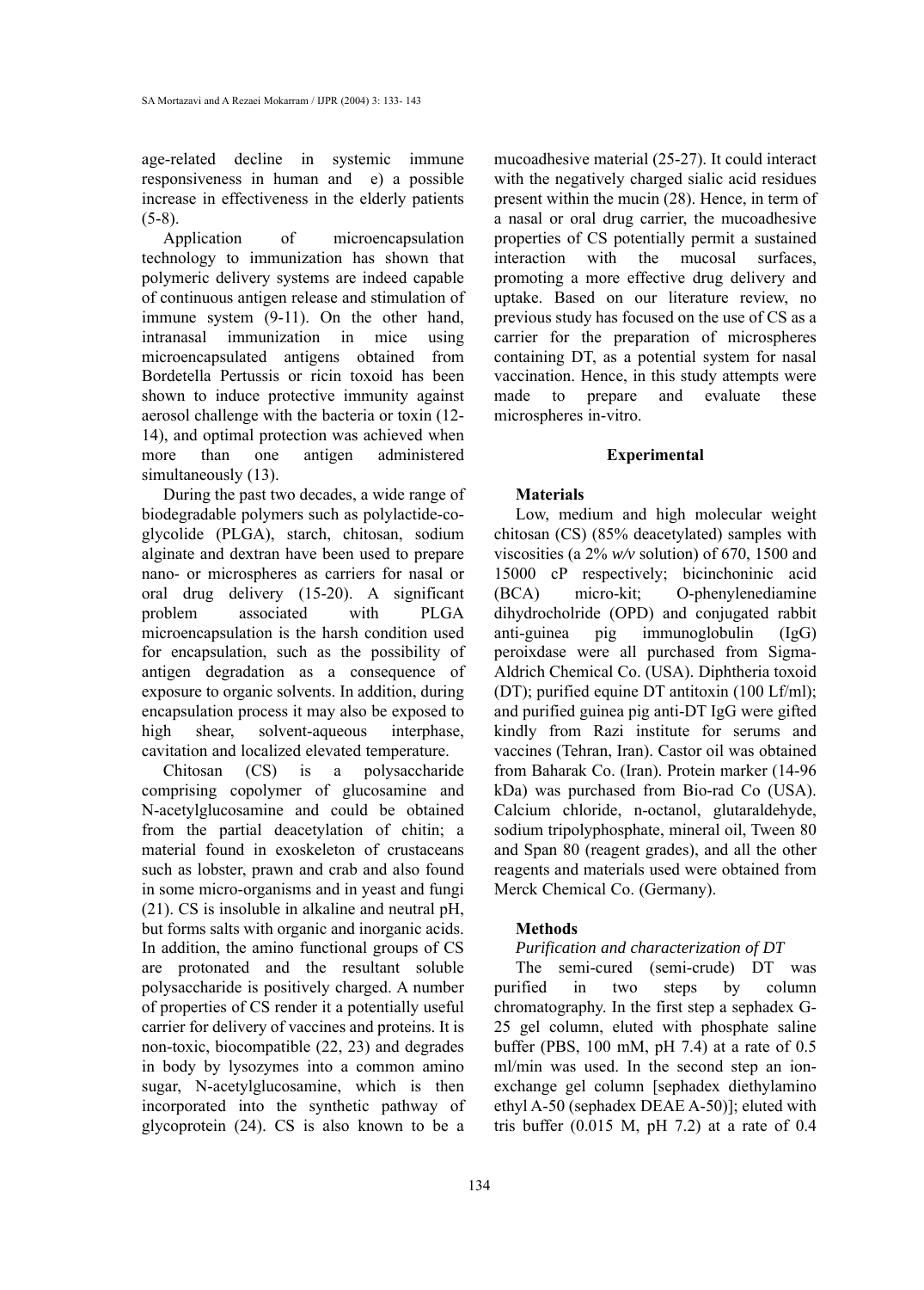age-related decline in systemic immune responsiveness in human and e) a possible increase in effectiveness in the elderly patients (5-8).

Application of microencapsulation technology to immunization has shown that polymeric delivery systems are indeed capable of continuous antigen release and stimulation of immune system (9-11). On the other hand, intranasal immunization in mice using microencapsulated antigens obtained from Bordetella Pertussis or ricin toxoid has been shown to induce protective immunity against aerosol challenge with the bacteria or toxin (12-14), and optimal protection was achieved when more than one antigen administered simultaneously (13).

During the past two decades, a wide range of biodegradable polymers such as polylactide-co-glycolide (PLGA), starch, chitosan, sodium alginate and dextran have been used to prepare nano- or microspheres as carriers for nasal or oral drug delivery (15-20). A significant problem associated with PLGA microencapsulation is the harsh condition used for encapsulation, such as the possibility of antigen degradation as a consequence of exposure to organic solvents. In addition, during encapsulation process it may also be exposed to high shear, solvent-aqueous interphase, cavitation and localized elevated temperature.

Chitosan (CS) is a polysaccharide comprising copolymer of glucosamine and N-acetylglucosamine and could be obtained from the partial deacetylation of chitin; a material found in exoskeleton of crustaceans such as lobster, prawn and crab and also found in some micro-organisms and in yeast and fungi (21). CS is insoluble in alkaline and neutral pH, but forms salts with organic and inorganic acids. In addition, the amino functional groups of CS are protonated and the resultant soluble polysaccharide is positively charged. A number of properties of CS render it a potentially useful carrier for delivery of vaccines and proteins. It is non-toxic, biocompatible (22, 23) and degrades in body by lysozymes into a common amino sugar, N-acetylglucosamine, which is then incorporated into the synthetic pathway of glycoprotein (24). CS is also known to be a mucoadhesive material (25-27). It could interact with the negatively charged sialic acid residues present within the mucin (28). Hence, in term of a nasal or oral drug carrier, the mucoadhesive properties of CS potentially permit a sustained interaction with the mucosal surfaces, promoting a more effective drug delivery and uptake. Based on our literature review, no previous study has focused on the use of CS as a carrier for the preparation of microspheres containing DT, as a potential system for nasal vaccination. Hence, in this study attempts were made to prepare and evaluate these microspheres in-vitro.

## Experimental

### Materials

Low, medium and high molecular weight chitosan (CS) (85% deacetylated) samples with viscosities (a 2% *w/v* solution) of 670, 1500 and 15000 cP respectively; bicinchoninic acid (BCA) micro-kit; O-phenylenediamine dihydrocholride (OPD) and conjugated rabbit anti-guinea pig immunoglobulin (IgG) peroixdase were all purchased from Sigma-Aldrich Chemical Co. (USA). Diphtheria toxoid (DT); purified equine DT antitoxin (100 Lf/ml); and purified guinea pig anti-DT IgG were gifted kindly from Razi institute for serums and vaccines (Tehran, Iran). Castor oil was obtained from Baharak Co. (Iran). Protein marker (14-96 kDa) was purchased from Bio-rad Co (USA). Calcium chloride, n-octanol, glutaraldehyde, sodium tripolyphosphate, mineral oil, Tween 80 and Span 80 (reagent grades), and all the other reagents and materials used were obtained from Merck Chemical Co. (Germany).

### Methods

*Purification and characterization of DT*

The semi-cured (semi-crude) DT was purified in two steps by column chromatography. In the first step a sephadex G-25 gel column, eluted with phosphate saline buffer (PBS, 100 mM, pH 7.4) at a rate of 0.5 ml/min was used. In the second step an ion-exchange gel column [sephadex diethylamino ethyl A-50 (sephadex DEAE A-50)]; eluted with tris buffer (0.015 M, pH 7.2) at a rate of 0.4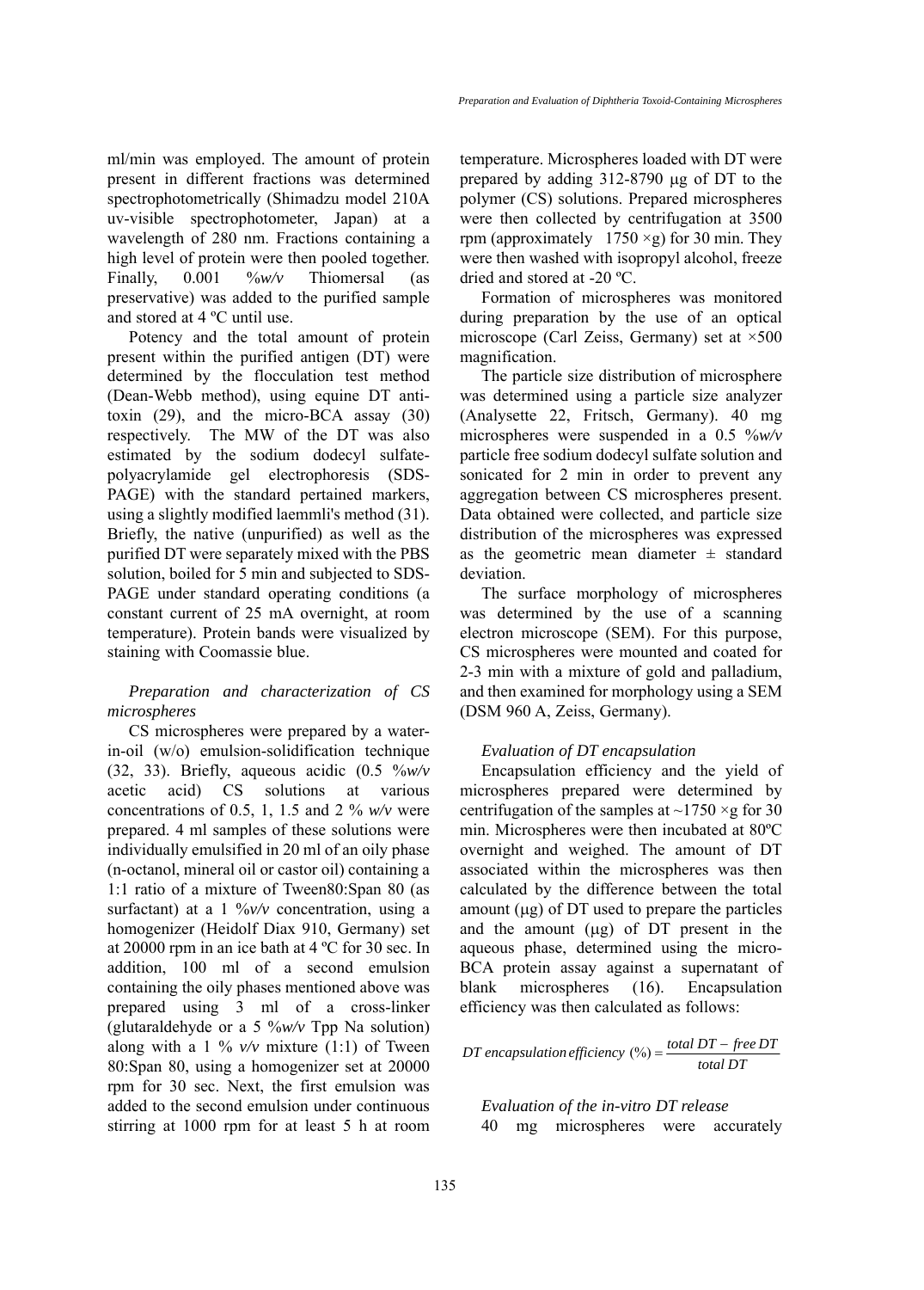ml/min was employed. The amount of protein present in different fractions was determined spectrophotometrically (Shimadzu model 210A uv-visible spectrophotometer, Japan) at a wavelength of 280 nm. Fractions containing a high level of protein were then pooled together. Finally, 0.001 %*w/v* Thiomersal (as preservative) was added to the purified sample and stored at 4 ºC until use.

Potency and the total amount of protein present within the purified antigen (DT) were determined by the flocculation test method (Dean-Webb method), using equine DT anti-toxin (29), and the micro-BCA assay (30) respectively. The MW of the DT was also estimated by the sodium dodecyl sulfate-polyacrylamide gel electrophoresis (SDS-PAGE) with the standard pertained markers, using a slightly modified laemmli's method (31). Briefly, the native (unpurified) as well as the purified DT were separately mixed with the PBS solution, boiled for 5 min and subjected to SDS-PAGE under standard operating conditions (a constant current of 25 mA overnight, at room temperature). Protein bands were visualized by staining with Coomassie blue.

### *Preparation and characterization of CS microspheres*

CS microspheres were prepared by a water-in-oil (w/o) emulsion-solidification technique (32, 33). Briefly, aqueous acidic (0.5 %*w/v* acetic acid) CS solutions at various concentrations of 0.5, 1, 1.5 and 2 % *w/v* were prepared. 4 ml samples of these solutions were individually emulsified in 20 ml of an oily phase (n-octanol, mineral oil or castor oil) containing a 1:1 ratio of a mixture of Tween80:Span 80 (as surfactant) at a 1 %*v/v* concentration, using a homogenizer (Heidolf Diax 910, Germany) set at 20000 rpm in an ice bath at 4 ºC for 30 sec. In addition, 100 ml of a second emulsion containing the oily phases mentioned above was prepared using 3 ml of a cross-linker (glutaraldehyde or a 5 %*w/v* Tpp Na solution) along with a 1 % *v/v* mixture (1:1) of Tween 80:Span 80, using a homogenizer set at 20000 rpm for 30 sec. Next, the first emulsion was added to the second emulsion under continuous stirring at 1000 rpm for at least 5 h at room temperature. Microspheres loaded with DT were prepared by adding 312-8790 μg of DT to the polymer (CS) solutions. Prepared microspheres were then collected by centrifugation at 3500 rpm (approximately 1750 ×g) for 30 min. They were then washed with isopropyl alcohol, freeze dried and stored at -20 ºC.

Formation of microspheres was monitored during preparation by the use of an optical microscope (Carl Zeiss, Germany) set at ×500 magnification.

The particle size distribution of microsphere was determined using a particle size analyzer (Analysette 22, Fritsch, Germany). 40 mg microspheres were suspended in a 0.5 %*w/v* particle free sodium dodecyl sulfate solution and sonicated for 2 min in order to prevent any aggregation between CS microspheres present. Data obtained were collected, and particle size distribution of the microspheres was expressed as the geometric mean diameter ± standard deviation.

The surface morphology of microspheres was determined by the use of a scanning electron microscope (SEM). For this purpose, CS microspheres were mounted and coated for 2-3 min with a mixture of gold and palladium, and then examined for morphology using a SEM (DSM 960 A, Zeiss, Germany).

### *Evaluation of DT encapsulation*

Encapsulation efficiency and the yield of microspheres prepared were determined by centrifugation of the samples at ~1750 ×g for 30 min. Microspheres were then incubated at 80ºC overnight and weighed. The amount of DT associated within the microspheres was then calculated by the difference between the total amount (μg) of DT used to prepare the particles and the amount (μg) of DT present in the aqueous phase, determined using the micro-BCA protein assay against a supernatant of blank microspheres (16). Encapsulation efficiency was then calculated as follows:

$$DT\ encapsulation\ efficiency\ (\%) = \frac{total\ DT - free\ DT}{total\ DT}$$

### *Evaluation of the in-vitro DT release*

40 mg microspheres were accurately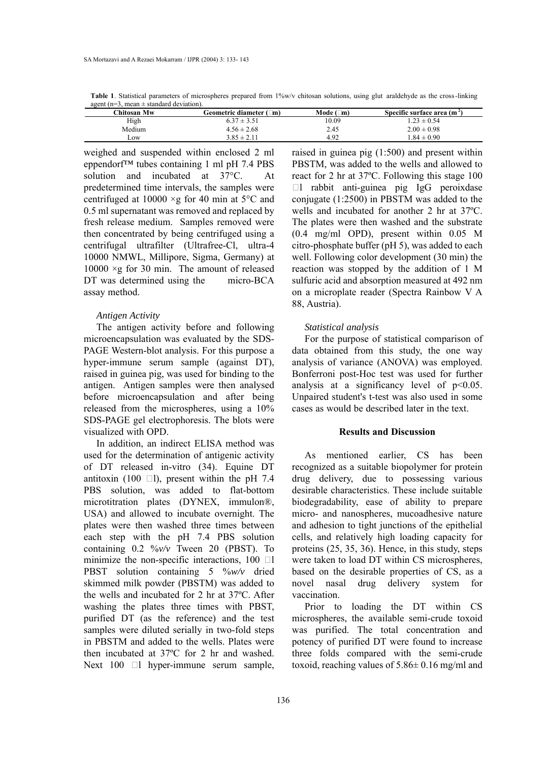**Table 1**. Statistical parameters of microspheres prepared from 1%w/v chitosan solutions, using glut araldehyde as the cross-linking agent (n=3, mean ± standard deviation).

| Chitosan Mw | Geometric diameter (μm) | Mode (μm) | Specific surface area ($m^2$) |
|---|---|---|---|
| High | 6.37 ± 3.51 | 10.09 | 1.23 ± 0.54 |
| Medium | 4.56 ± 2.68 | 2.45 | 2.00 ± 0.98 |
| Low | 3.85 ± 2.11 | 4.92 | 1.84 ± 0.90 |

weighed and suspended within enclosed 2 ml eppendorf™ tubes containing 1 ml pH 7.4 PBS solution and incubated at 37°C. At predetermined time intervals, the samples were centrifuged at 10000 ×g for 40 min at 5°C and 0.5 ml supernatant was removed and replaced by fresh release medium. Samples removed were then concentrated by being centrifuged using a centrifugal ultrafilter (Ultrafree-Cl, ultra-4 10000 NMWL, Millipore, Sigma, Germany) at 10000 ×g for 30 min. The amount of released DT was determined using the micro-BCA assay method.

*Antigen Activity*

The antigen activity before and following microencapsulation was evaluated by the SDS-PAGE Western-blot analysis. For this purpose a hyper-immune serum sample (against DT), raised in guinea pig, was used for binding to the antigen. Antigen samples were then analysed before microencapsulation and after being released from the microspheres, using a 10% SDS-PAGE gel electrophoresis. The blots were visualized with OPD.

In addition, an indirect ELISA method was used for the determination of antigenic activity of DT released in-vitro (34). Equine DT antitoxin (100 μl), present within the pH 7.4 PBS solution, was added to flat-bottom microtitration plates (DYNEX, immulon®, USA) and allowed to incubate overnight. The plates were then washed three times between each step with the pH 7.4 PBS solution containing 0.2 %*v/v* Tween 20 (PBST). To minimize the non-specific interactions, 100 μl PBST solution containing 5 %*w/v* dried skimmed milk powder (PBSTM) was added to the wells and incubated for 2 hr at 37ºC. After washing the plates three times with PBST, purified DT (as the reference) and the test samples were diluted serially in two-fold steps in PBSTM and added to the wells. Plates were then incubated at 37ºC for 2 hr and washed. Next 100 μl hyper-immune serum sample, raised in guinea pig (1:500) and present within PBSTM, was added to the wells and allowed to react for 2 hr at 37ºC. Following this stage 100 μl rabbit anti-guinea pig IgG peroixdase conjugate (1:2500) in PBSTM was added to the wells and incubated for another 2 hr at 37ºC. The plates were then washed and the substrate (0.4 mg/ml OPD), present within 0.05 M citro-phosphate buffer (pH 5), was added to each well. Following color development (30 min) the reaction was stopped by the addition of 1 M sulfuric acid and absorption measured at 492 nm on a microplate reader (Spectra Rainbow V A 88, Austria).

*Statistical analysis*

For the purpose of statistical comparison of data obtained from this study, the one way analysis of variance (ANOVA) was employed. Bonferroni post-Hoc test was used for further analysis at a significancy level of $p<0.05$. Unpaired student's t-test was also used in some cases as would be described later in the text.

## Results and Discussion

As mentioned earlier, CS has been recognized as a suitable biopolymer for protein drug delivery, due to possessing various desirable characteristics. These include suitable biodegradability, ease of ability to prepare micro- and nanospheres, mucoadhesive nature and adhesion to tight junctions of the epithelial cells, and relatively high loading capacity for proteins (25, 35, 36). Hence, in this study, steps were taken to load DT within CS microspheres, based on the desirable properties of CS, as a novel nasal drug delivery system for vaccination.

Prior to loading the DT within CS microspheres, the available semi-crude toxoid was purified. The total concentration and potency of purified DT were found to increase three folds compared with the semi-crude toxoid, reaching values of 5.86± 0.16 mg/ml and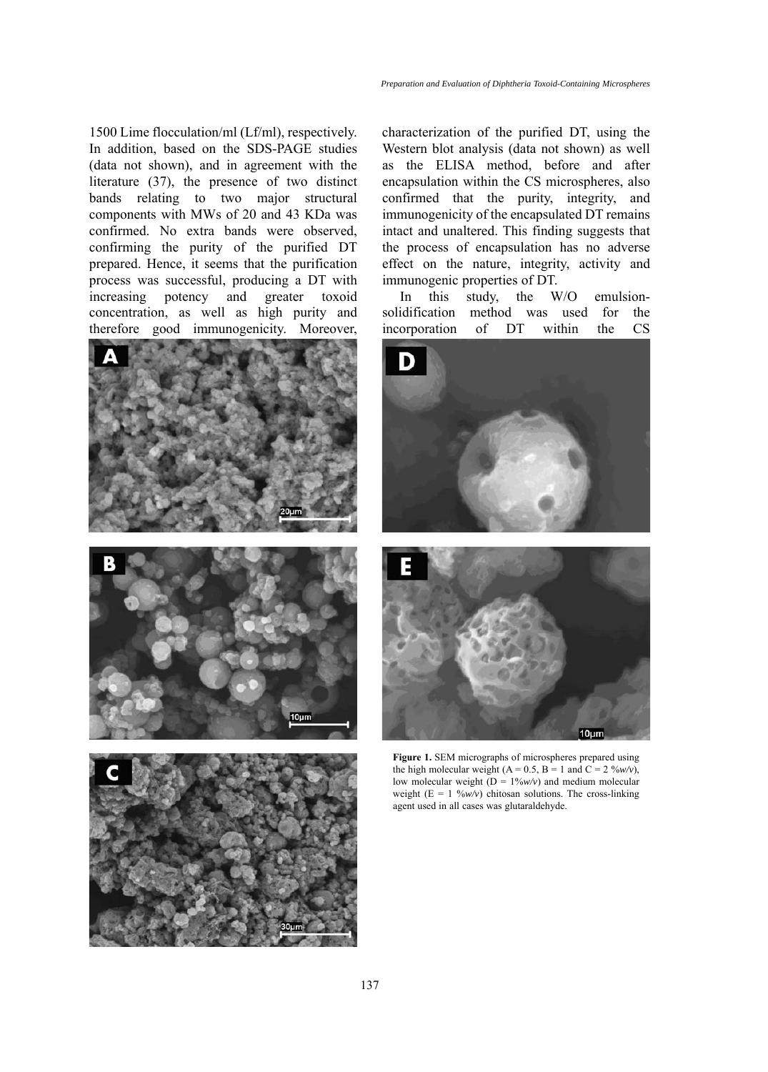1500 Lime flocculation/ml (Lf/ml), respectively. In addition, based on the SDS-PAGE studies (data not shown), and in agreement with the literature (37), the presence of two distinct bands relating to two major structural components with MWs of 20 and 43 KDa was confirmed. No extra bands were observed, confirming the purity of the purified DT prepared. Hence, it seems that the purification process was successful, producing a DT with increasing potency and greater toxoid concentration, as well as high purity and therefore good immunogenicity. Moreover, characterization of the purified DT, using the Western blot analysis (data not shown) as well as the ELISA method, before and after encapsulation within the CS microspheres, also confirmed that the purity, integrity, and immunogenicity of the encapsulated DT remains intact and unaltered. This finding suggests that the process of encapsulation has no adverse effect on the nature, integrity, activity and immunogenic properties of DT.

In this study, the W/O emulsion-solidification method was used for the incorporation of DT within the CS

**Figure 1.** SEM micrographs of microspheres prepared using the high molecular weight (A = 0.5, B = 1 and C = 2 %*w/v*), low molecular weight (D = 1%*w/v*) and medium molecular weight (E = 1 %*w/v*) chitosan solutions. The cross-linking agent used in all cases was glutaraldehyde.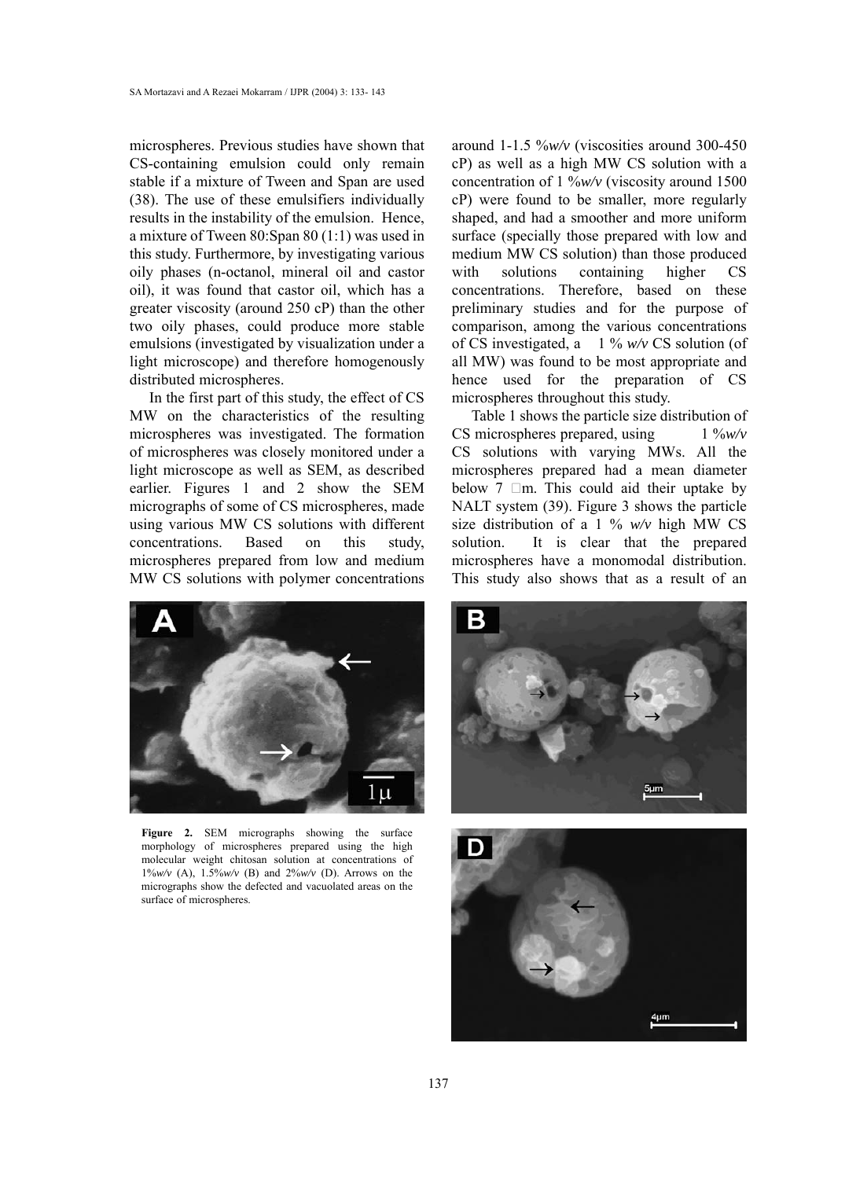microspheres. Previous studies have shown that CS-containing emulsion could only remain stable if a mixture of Tween and Span are used (38). The use of these emulsifiers individually results in the instability of the emulsion. Hence, a mixture of Tween 80:Span 80 (1:1) was used in this study. Furthermore, by investigating various oily phases (n-octanol, mineral oil and castor oil), it was found that castor oil, which has a greater viscosity (around 250 cP) than the other two oily phases, could produce more stable emulsions (investigated by visualization under a light microscope) and therefore homogenously distributed microspheres.

In the first part of this study, the effect of CS MW on the characteristics of the resulting microspheres was investigated. The formation of microspheres was closely monitored under a light microscope as well as SEM, as described earlier. Figures 1 and 2 show the SEM micrographs of some of CS microspheres, made using various MW CS solutions with different concentrations. Based on this study, microspheres prepared from low and medium MW CS solutions with polymer concentrations around 1-1.5 %*w/v* (viscosities around 300-450 cP) as well as a high MW CS solution with a concentration of 1 %*w/v* (viscosity around 1500 cP) were found to be smaller, more regularly shaped, and had a smoother and more uniform surface (specially those prepared with low and medium MW CS solution) than those produced with solutions containing higher CS concentrations. Therefore, based on these preliminary studies and for the purpose of comparison, among the various concentrations of CS investigated, a 1 % *w/v* CS solution (of all MW) was found to be most appropriate and hence used for the preparation of CS microspheres throughout this study.

Table 1 shows the particle size distribution of CS microspheres prepared, using 1 %*w/v* CS solutions with varying MWs. All the microspheres prepared had a mean diameter below 7 μm. This could aid their uptake by NALT system (39). Figure 3 shows the particle size distribution of a 1 % *w/v* high MW CS solution. It is clear that the prepared microspheres have a monomodal distribution. This study also shows that as a result of an

A

1μ

B

5μm

D

4μm

**Figure 2.** SEM micrographs showing the surface morphology of microspheres prepared using the high molecular weight chitosan solution at concentrations of 1%*w/v* (A), 1.5%*w/v* (B) and 2%*w/v* (D). Arrows on the micrographs show the defected and vacuolated areas on the surface of microspheres.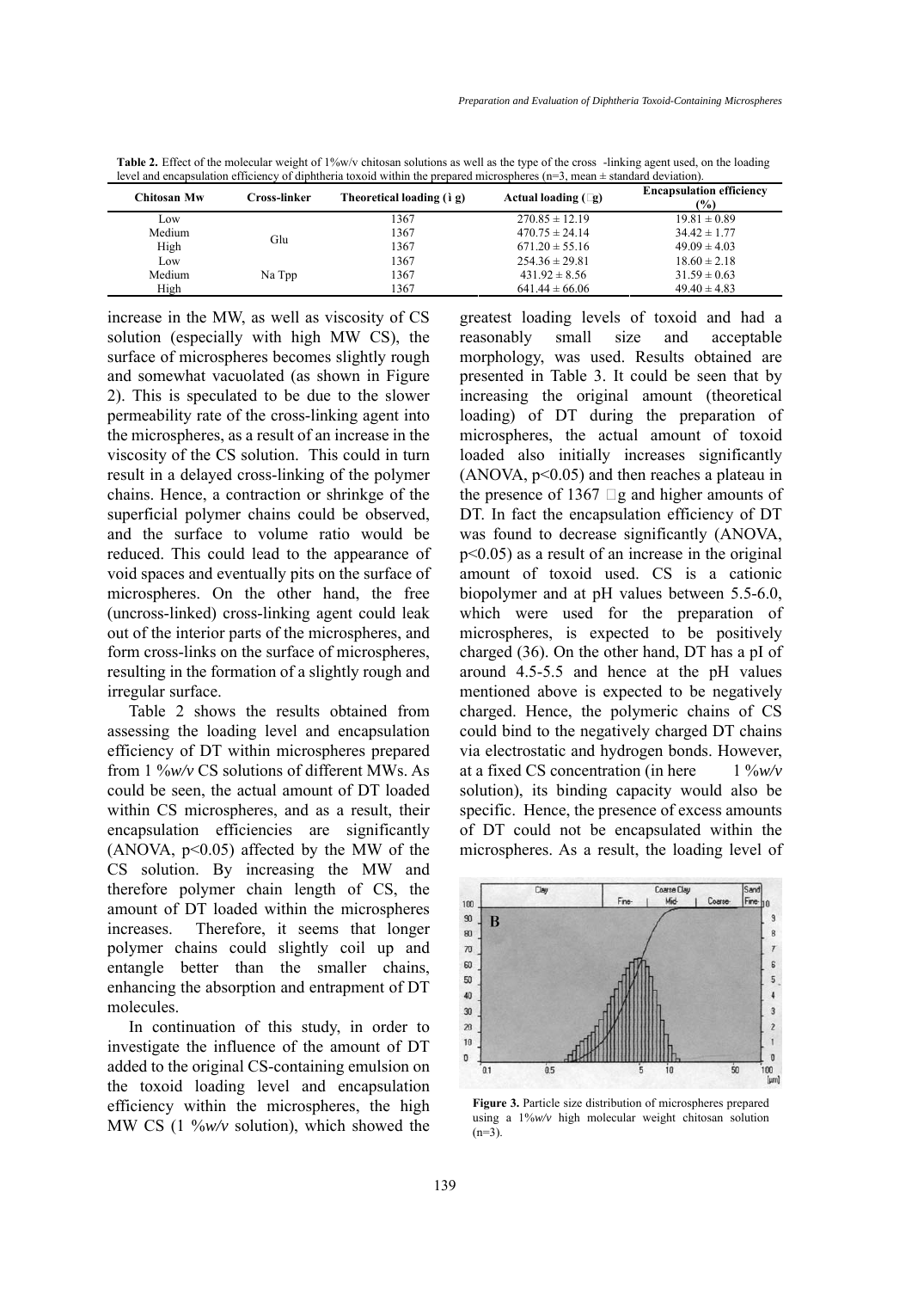**Table 2.** Effect of the molecular weight of 1%w/v chitosan solutions as well as the type of the cross -linking agent used, on the loading level and encapsulation efficiency of diphtheria toxoid within the prepared microspheres (n=3, mean ± standard deviation).

| Chitosan Mw | Cross-linker | Theoretical loading (ì g) | Actual loading (g) | Encapsulation efficiency (%) |
|---|---|---|---|---|
| Low | Glu | 1367 | 270.85 ± 12.19 | 19.81 ± 0.89 |
| Medium | | 1367 | 470.75 ± 24.14 | 34.42 ± 1.77 |
| High | | 1367 | 671.20 ± 55.16 | 49.09 ± 4.03 |
| Low | Na Tpp | 1367 | 254.36 ± 29.81 | 18.60 ± 2.18 |
| Medium | | 1367 | 431.92 ± 8.56 | 31.59 ± 0.63 |
| High | | 1367 | 641.44 ± 66.06 | 49.40 ± 4.83 |

increase in the MW, as well as viscosity of CS solution (especially with high MW CS), the surface of microspheres becomes slightly rough and somewhat vacuolated (as shown in Figure 2). This is speculated to be due to the slower permeability rate of the cross-linking agent into the microspheres, as a result of an increase in the viscosity of the CS solution. This could in turn result in a delayed cross-linking of the polymer chains. Hence, a contraction or shrinkge of the superficial polymer chains could be observed, and the surface to volume ratio would be reduced. This could lead to the appearance of void spaces and eventually pits on the surface of microspheres. On the other hand, the free (uncross-linked) cross-linking agent could leak out of the interior parts of the microspheres, and form cross-links on the surface of microspheres, resulting in the formation of a slightly rough and irregular surface.

Table 2 shows the results obtained from assessing the loading level and encapsulation efficiency of DT within microspheres prepared from 1 %*w/v* CS solutions of different MWs. As could be seen, the actual amount of DT loaded within CS microspheres, and as a result, their encapsulation efficiencies are significantly (ANOVA, $p<0.05$) affected by the MW of the CS solution. By increasing the MW and therefore polymer chain length of CS, the amount of DT loaded within the microspheres increases. Therefore, it seems that longer polymer chains could slightly coil up and entangle better than the smaller chains, enhancing the absorption and entrapment of DT molecules.

In continuation of this study, in order to investigate the influence of the amount of DT added to the original CS-containing emulsion on the toxoid loading level and encapsulation efficiency within the microspheres, the high MW CS (1 %*w/v* solution), which showed the greatest loading levels of toxoid and had a reasonably small size and acceptable morphology, was used. Results obtained are presented in Table 3. It could be seen that by increasing the original amount (theoretical loading) of DT during the preparation of microspheres, the actual amount of toxoid loaded also initially increases significantly (ANOVA, $p<0.05$) and then reaches a plateau in the presence of 1367 g and higher amounts of DT. In fact the encapsulation efficiency of DT was found to decrease significantly (ANOVA, $p<0.05$) as a result of an increase in the original amount of toxoid used. CS is a cationic biopolymer and at pH values between 5.5-6.0, which were used for the preparation of microspheres, is expected to be positively charged (36). On the other hand, DT has a pI of around 4.5-5.5 and hence at the pH values mentioned above is expected to be negatively charged. Hence, the polymeric chains of CS could bind to the negatively charged DT chains via electrostatic and hydrogen bonds. However, at a fixed CS concentration (in here 1 %*w/v* solution), its binding capacity would also be specific. Hence, the presence of excess amounts of DT could not be encapsulated within the microspheres. As a result, the loading level of

Clay
Coarse Clay
Sand
Fine- | Mid- | Coarse- | Fine-
B
100 90 80 70 60 50 40 30 20 10 0
10 9 8 7 6 5 4 3 2 1 0
0.1 0.5 5 10 50 100
[µm]

**Figure 3.** Particle size distribution of microspheres prepared using a 1%*w/v* high molecular weight chitosan solution (n=3).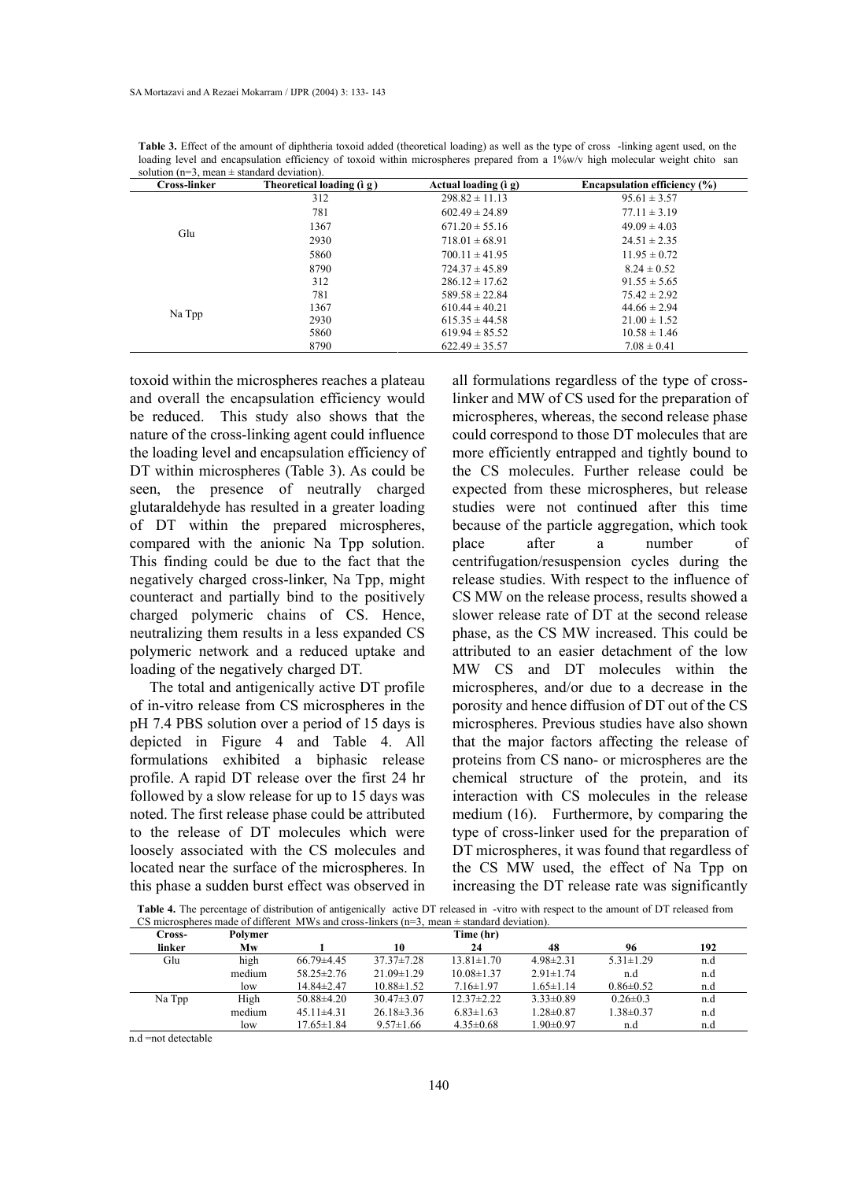**Table 3.** Effect of the amount of diphtheria toxoid added (theoretical loading) as well as the type of cross -linking agent used, on the loading level and encapsulation efficiency of toxoid within microspheres prepared from a 1%w/v high molecular weight chito san solution (n=3, mean ± standard deviation).

| Cross-linker | Theoretical loading (i g) | Actual loading (i g) | Encapsulation efficiency (%) |
|---|---|---|---|
| Glu | 312 | 298.82 ± 11.13 | 95.61 ± 3.57 |
| | 781 | 602.49 ± 24.89 | 77.11 ± 3.19 |
| | 1367 | 671.20 ± 55.16 | 49.09 ± 4.03 |
| | 2930 | 718.01 ± 68.91 | 24.51 ± 2.35 |
| | 5860 | 700.11 ± 41.95 | 11.95 ± 0.72 |
| | 8790 | 724.37 ± 45.89 | 8.24 ± 0.52 |
| Na Tpp | 312 | 286.12 ± 17.62 | 91.55 ± 5.65 |
| | 781 | 589.58 ± 22.84 | 75.42 ± 2.92 |
| | 1367 | 610.44 ± 40.21 | 44.66 ± 2.94 |
| | 2930 | 615.35 ± 44.58 | 21.00 ± 1.52 |
| | 5860 | 619.94 ± 85.52 | 10.58 ± 1.46 |
| | 8790 | 622.49 ± 35.57 | 7.08 ± 0.41 |

toxoid within the microspheres reaches a plateau and overall the encapsulation efficiency would be reduced. This study also shows that the nature of the cross-linking agent could influence the loading level and encapsulation efficiency of DT within microspheres (Table 3). As could be seen, the presence of neutrally charged glutaraldehyde has resulted in a greater loading of DT within the prepared microspheres, compared with the anionic Na Tpp solution. This finding could be due to the fact that the negatively charged cross-linker, Na Tpp, might counteract and partially bind to the positively charged polymeric chains of CS. Hence, neutralizing them results in a less expanded CS polymeric network and a reduced uptake and loading of the negatively charged DT.

The total and antigenically active DT profile of in-vitro release from CS microspheres in the pH 7.4 PBS solution over a period of 15 days is depicted in Figure 4 and Table 4. All formulations exhibited a biphasic release profile. A rapid DT release over the first 24 hr followed by a slow release for up to 15 days was noted. The first release phase could be attributed to the release of DT molecules which were loosely associated with the CS molecules and located near the surface of the microspheres. In this phase a sudden burst effect was observed in all formulations regardless of the type of cross-linker and MW of CS used for the preparation of microspheres, whereas, the second release phase could correspond to those DT molecules that are more efficiently entrapped and tightly bound to the CS molecules. Further release could be expected from these microspheres, but release studies were not continued after this time because of the particle aggregation, which took place after a number of centrifugation/resuspension cycles during the release studies. With respect to the influence of CS MW on the release process, results showed a slower release rate of DT at the second release phase, as the CS MW increased. This could be attributed to an easier detachment of the low MW CS and DT molecules within the microspheres, and/or due to a decrease in the porosity and hence diffusion of DT out of the CS microspheres. Previous studies have also shown that the major factors affecting the release of proteins from CS nano- or microspheres are the chemical structure of the protein, and its interaction with CS molecules in the release medium (16). Furthermore, by comparing the type of cross-linker used for the preparation of DT microspheres, it was found that regardless of the CS MW used, the effect of Na Tpp on increasing the DT release rate was significantly

**Table 4.** The percentage of distribution of antigenically active DT released in -vitro with respect to the amount of DT released from CS microspheres made of different MWs and cross-linkers (n=3, mean ± standard deviation).

| Cross-linker | Polymer Mw | Time (hr) 1 | 10 | 24 | 48 | 96 | 192 |
|---|---|---|---|---|---|---|---|
| Glu | high | 66.79±4.45 | 37.37±7.28 | 13.81±1.70 | 4.98±2.31 | 5.31±1.29 | n.d |
| | medium | 58.25±2.76 | 21.09±1.29 | 10.08±1.37 | 2.91±1.74 | n.d | n.d |
| | low | 14.84±2.47 | 10.88±1.52 | 7.16±1.97 | 1.65±1.14 | 0.86±0.52 | n.d |
| Na Tpp | High | 50.88±4.20 | 30.47±3.07 | 12.37±2.22 | 3.33±0.89 | 0.26±0.3 | n.d |
| | medium | 45.11±4.31 | 26.18±3.36 | 6.83±1.63 | 1.28±0.87 | 1.38±0.37 | n.d |
| | low | 17.65±1.84 | 9.57±1.66 | 4.35±0.68 | 1.90±0.97 | n.d | n.d |

n.d =not detectable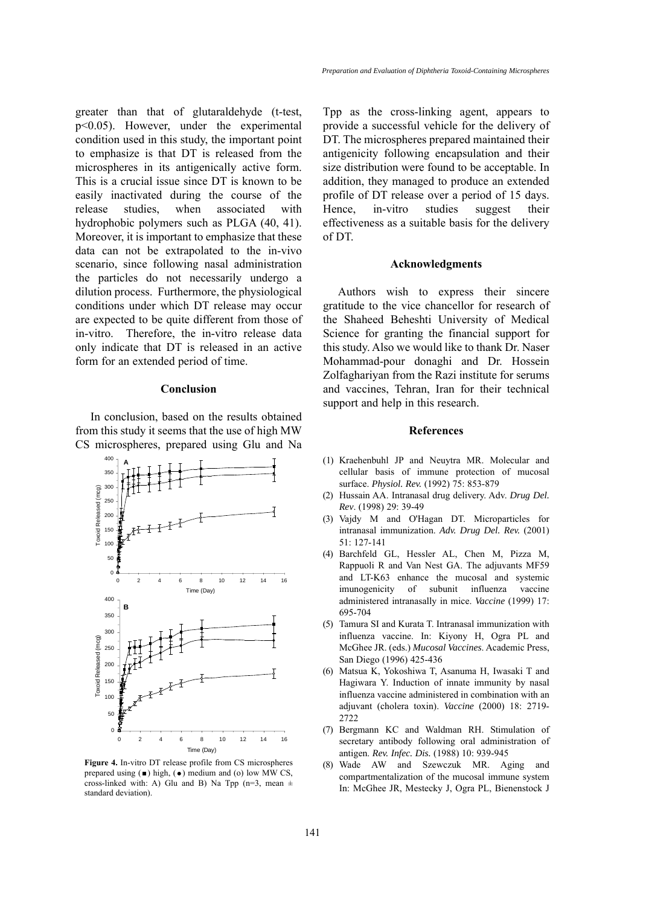greater than that of glutaraldehyde (t-test, $p<0.05$). However, under the experimental condition used in this study, the important point to emphasize is that DT is released from the microspheres in its antigenically active form. This is a crucial issue since DT is known to be easily inactivated during the course of the release studies, when associated with hydrophobic polymers such as PLGA (40, 41). Moreover, it is important to emphasize that these data can not be extrapolated to the in-vivo scenario, since following nasal administration the particles do not necessarily undergo a dilution process. Furthermore, the physiological conditions under which DT release may occur are expected to be quite different from those of in-vitro. Therefore, the in-vitro release data only indicate that DT is released in an active form for an extended period of time.

## Conclusion

In conclusion, based on the results obtained from this study it seems that the use of high MW CS microspheres, prepared using Glu and Na Tpp as the cross-linking agent, appears to provide a successful vehicle for the delivery of DT. The microspheres prepared maintained their antigenicity following encapsulation and their size distribution were found to be acceptable. In addition, they managed to produce an extended profile of DT release over a period of 15 days. Hence, in-vitro studies suggest their effectiveness as a suitable basis for the delivery of DT.

A
Toxoid Released (mcg)
0
50
100
150
200
250
300
350
400
Time (Day)
0 2 4 6 8 10 12 14 16

B
Toxoid Released (mcg)
0
50
100
150
200
250
300
350
400
Time (Day)
0 2 4 6 8 10 12 14 16

**Figure 4.** In-vitro DT release profile from CS microspheres prepared using (■) high, (●) medium and (o) low MW CS, cross-linked with: A) Glu and B) Na Tpp (n=3, mean ± standard deviation).

## Acknowledgments

Authors wish to express their sincere gratitude to the vice chancellor for research of the Shaheed Beheshti University of Medical Science for granting the financial support for this study. Also we would like to thank Dr. Naser Mohammad-pour donaghi and Dr. Hossein Zolfaghariyan from the Razi institute for serums and vaccines, Tehran, Iran for their technical support and help in this research.

## References

(1) Kraehenbuhl JP and Neuytra MR. Molecular and cellular basis of immune protection of mucosal surface. *Physiol. Rev.* (1992) 75: 853-879

(2) Hussain AA. Intranasal drug delivery. Adv. *Drug Del. Rev*. (1998) 29: 39-49

(3) Vajdy M and O'Hagan DT. Microparticles for intranasal immunization. *Adv. Drug Del. Rev.* (2001) 51: 127-141

(4) Barchfeld GL, Hessler AL, Chen M, Pizza M, Rappuoli R and Van Nest GA. The adjuvants MF59 and LT-K63 enhance the mucosal and systemic imunogenicity of subunit influenza vaccine administered intranasally in mice. *Vaccine* (1999) 17: 695-704

(5) Tamura SI and Kurata T. Intranasal immunization with influenza vaccine. In: Kiyony H, Ogra PL and McGhee JR. (eds.) *Mucosal Vaccines*. Academic Press, San Diego (1996) 425-436

(6) Matsua K, Yokoshiwa T, Asanuma H, Iwasaki T and Hagiwara Y. Induction of innate immunity by nasal influenza vaccine administered in combination with an adjuvant (cholera toxin). *Vaccine* (2000) 18: 2719-2722

(7) Bergmann KC and Waldman RH. Stimulation of secretary antibody following oral administration of antigen. *Rev. Infec. Dis.* (1988) 10: 939-945

(8) Wade AW and Szewczuk MR. Aging and compartmentalization of the mucosal immune system In: McGhee JR, Mestecky J, Ogra PL, Bienenstock J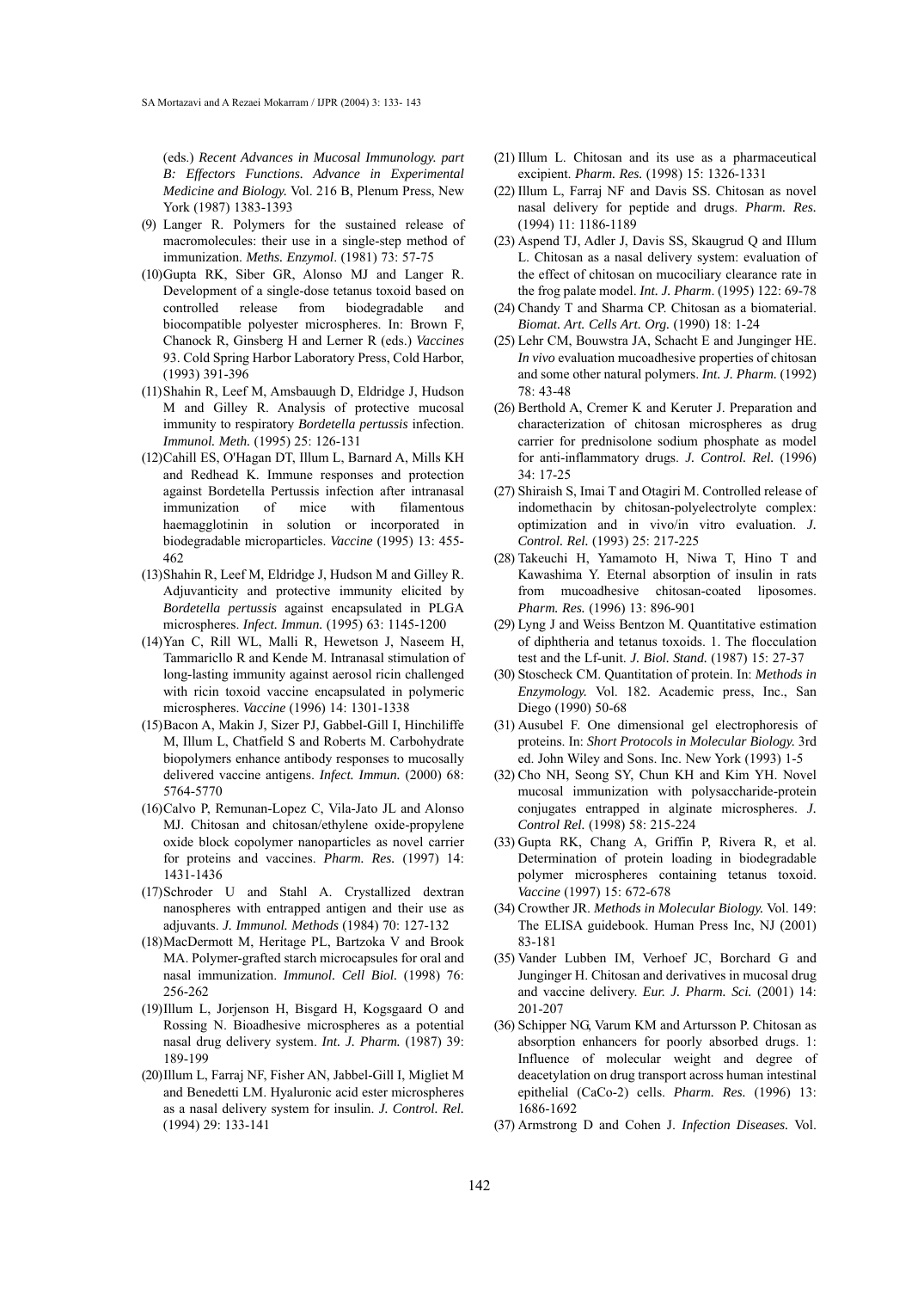(eds.) *Recent Advances in Mucosal Immunology. part B: Effectors Functions. Advance in Experimental Medicine and Biology.* Vol. 216 B, Plenum Press, New York (1987) 1383-1393

(9) Langer R. Polymers for the sustained release of macromolecules: their use in a single-step method of immunization. *Meths. Enzymol*. (1981) 73: 57-75

(10) Gupta RK, Siber GR, Alonso MJ and Langer R. Development of a single-dose tetanus toxoid based on controlled release from biodegradable and biocompatible polyester microspheres. In: Brown F, Chanock R, Ginsberg H and Lerner R (eds.) *Vaccines* 93. Cold Spring Harbor Laboratory Press, Cold Harbor, (1993) 391-396

(11) Shahin R, Leef M, Amsbauugh D, Eldridge J, Hudson M and Gilley R. Analysis of protective mucosal immunity to respiratory *Bordetella pertussis* infection. *Immunol. Meth.* (1995) 25: 126-131

(12) Cahill ES, O'Hagan DT, Illum L, Barnard A, Mills KH and Redhead K. Immune responses and protection against Bordetella Pertussis infection after intranasal immunization of mice with filamentous haemagglotinin in solution or incorporated in biodegradable microparticles. *Vaccine* (1995) 13: 455-462

(13) Shahin R, Leef M, Eldridge J, Hudson M and Gilley R. Adjuvanticity and protective immunity elicited by *Bordetella pertussis* against encapsulated in PLGA microspheres. *Infect. Immun.* (1995) 63: 1145-1200

(14) Yan C, Rill WL, Malli R, Hewetson J, Naseem H, Tammaricllo R and Kende M. Intranasal stimulation of long-lasting immunity against aerosol ricin challenged with ricin toxoid vaccine encapsulated in polymeric microspheres. *Vaccine* (1996) 14: 1301-1338

(15) Bacon A, Makin J, Sizer PJ, Gabbel-Gill I, Hinchiliffe M, Illum L, Chatfield S and Roberts M. Carbohydrate biopolymers enhance antibody responses to mucosally delivered vaccine antigens. *Infect. Immun.* (2000) 68: 5764-5770

(16) Calvo P, Remunan-Lopez C, Vila-Jato JL and Alonso MJ. Chitosan and chitosan/ethylene oxide-propylene oxide block copolymer nanoparticles as novel carrier for proteins and vaccines. *Pharm. Res.* (1997) 14: 1431-1436

(17) Schroder U and Stahl A. Crystallized dextran nanospheres with entrapped antigen and their use as adjuvants. *J. Immunol. Methods* (1984) 70: 127-132

(18) MacDermott M, Heritage PL, Bartzoka V and Brook MA. Polymer-grafted starch microcapsules for oral and nasal immunization. *Immunol. Cell Biol.* (1998) 76: 256-262

(19) Illum L, Jorjenson H, Bisgard H, Kogsgaard O and Rossing N. Bioadhesive microspheres as a potential nasal drug delivery system. *Int. J. Pharm.* (1987) 39: 189-199

(20) Illum L, Farraj NF, Fisher AN, Jabbel-Gill I, Migliet M and Benedetti LM. Hyaluronic acid ester microspheres as a nasal delivery system for insulin. *J. Control. Rel.* (1994) 29: 133-141

(21) Illum L. Chitosan and its use as a pharmaceutical excipient. *Pharm. Res.* (1998) 15: 1326-1331

(22) Illum L, Farraj NF and Davis SS. Chitosan as novel nasal delivery for peptide and drugs. *Pharm. Res.* (1994) 11: 1186-1189

(23) Aspend TJ, Adler J, Davis SS, Skaugrud Q and Illum L. Chitosan as a nasal delivery system: evaluation of the effect of chitosan on mucociliary clearance rate in the frog palate model. *Int. J. Pharm*. (1995) 122: 69-78

(24) Chandy T and Sharma CP. Chitosan as a biomaterial. *Biomat. Art. Cells Art. Org.* (1990) 18: 1-24

(25) Lehr CM, Bouwstra JA, Schacht E and Junginger HE. *In vivo* evaluation mucoadhesive properties of chitosan and some other natural polymers. *Int. J. Pharm.* (1992) 78: 43-48

(26) Berthold A, Cremer K and Keruter J. Preparation and characterization of chitosan microspheres as drug carrier for prednisolone sodium phosphate as model for anti-inflammatory drugs. *J. Control. Rel.* (1996) 34: 17-25

(27) Shiraish S, Imai T and Otagiri M. Controlled release of indomethacin by chitosan-polyelectrolyte complex: optimization and in vivo/in vitro evaluation. *J. Control. Rel.* (1993) 25: 217-225

(28) Takeuchi H, Yamamoto H, Niwa T, Hino T and Kawashima Y. Eternal absorption of insulin in rats from mucoadhesive chitosan-coated liposomes. *Pharm. Res.* (1996) 13: 896-901

(29) Lyng J and Weiss Bentzon M. Quantitative estimation of diphtheria and tetanus toxoids. 1. The flocculation test and the Lf-unit. *J. Biol. Stand.* (1987) 15: 27-37

(30) Stoscheck CM. Quantitation of protein. In: *Methods in Enzymology.* Vol. 182. Academic press, Inc., San Diego (1990) 50-68

(31) Ausubel F. One dimensional gel electrophoresis of proteins. In: *Short Protocols in Molecular Biology.* 3rd ed. John Wiley and Sons. Inc. New York (1993) 1-5

(32) Cho NH, Seong SY, Chun KH and Kim YH. Novel mucosal immunization with polysaccharide-protein conjugates entrapped in alginate microspheres. *J. Control Rel.* (1998) 58: 215-224

(33) Gupta RK, Chang A, Griffin P, Rivera R, et al. Determination of protein loading in biodegradable polymer microspheres containing tetanus toxoid. *Vaccine* (1997) 15: 672-678

(34) Crowther JR. *Methods in Molecular Biology.* Vol. 149: The ELISA guidebook. Human Press Inc, NJ (2001) 83-181

(35) Vander Lubben IM, Verhoef JC, Borchard G and Junginger H. Chitosan and derivatives in mucosal drug and vaccine delivery. *Eur. J. Pharm. Sci.* (2001) 14: 201-207

(36) Schipper NG, Varum KM and Artursson P. Chitosan as absorption enhancers for poorly absorbed drugs. 1: Influence of molecular weight and degree of deacetylation on drug transport across human intestinal epithelial (CaCo-2) cells. *Pharm. Res.* (1996) 13: 1686-1692

(37) Armstrong D and Cohen J. *Infection Diseases.* Vol.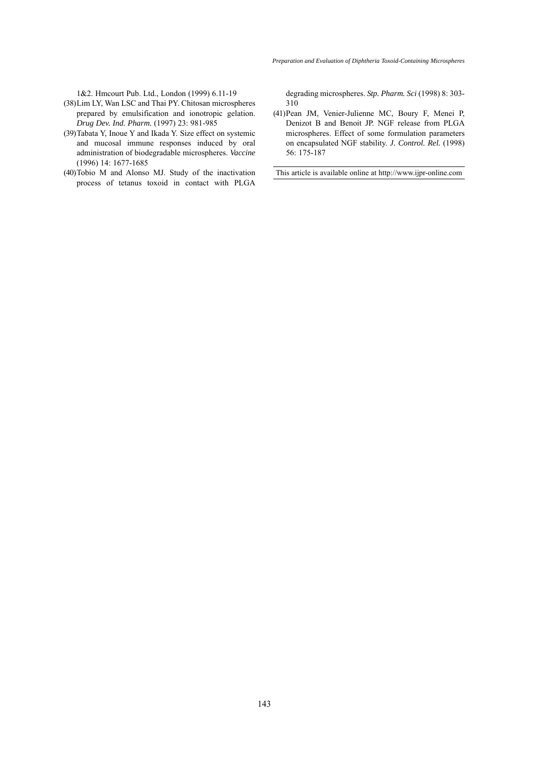1&2. Hmcourt Pub. Ltd., London (1999) 6.11-19

(38) Lim LY, Wan LSC and Thai PY. Chitosan microspheres prepared by emulsification and ionotropic gelation. *Drug Dev. Ind. Pharm.* (1997) 23: 981-985

(39) Tabata Y, Inoue Y and Ikada Y. Size effect on systemic and mucosal immune responses induced by oral administration of biodegradable microspheres. *Vaccine* (1996) 14: 1677-1685

(40) Tobio M and Alonso MJ. Study of the inactivation process of tetanus toxoid in contact with PLGA degrading microspheres. *Stp. Pharm. Sci* (1998) 8: 303-310

(41) Pean JM, Venier-Julienne MC, Boury F, Menei P, Denizot B and Benoit JP. NGF release from PLGA microspheres. Effect of some formulation parameters on encapsulated NGF stability. *J. Control. Rel.* (1998) 56: 175-187

This article is available online at http://www.ijpr-online.com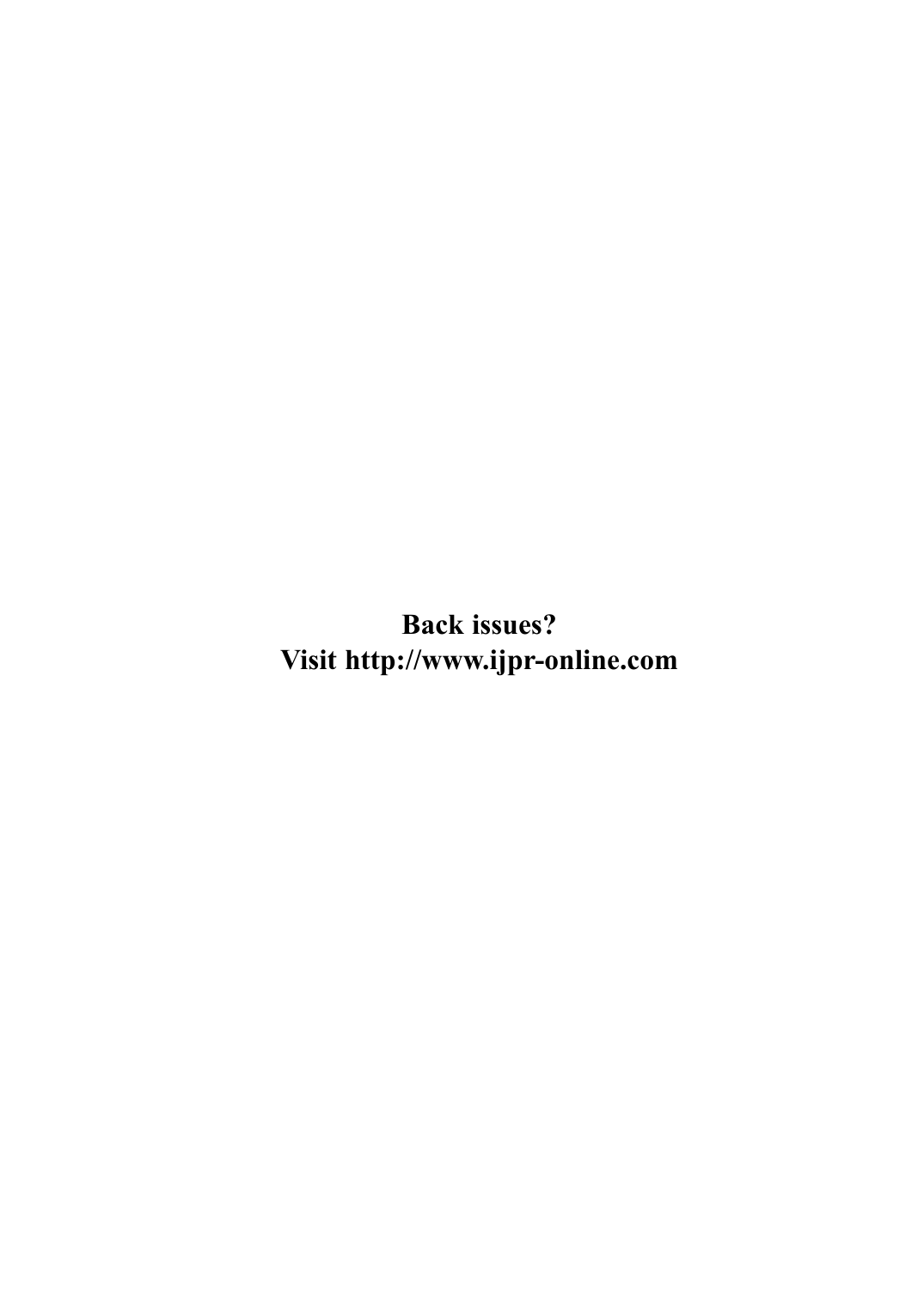**Back issues?**
**Visit http://www.ijpr-online.com**